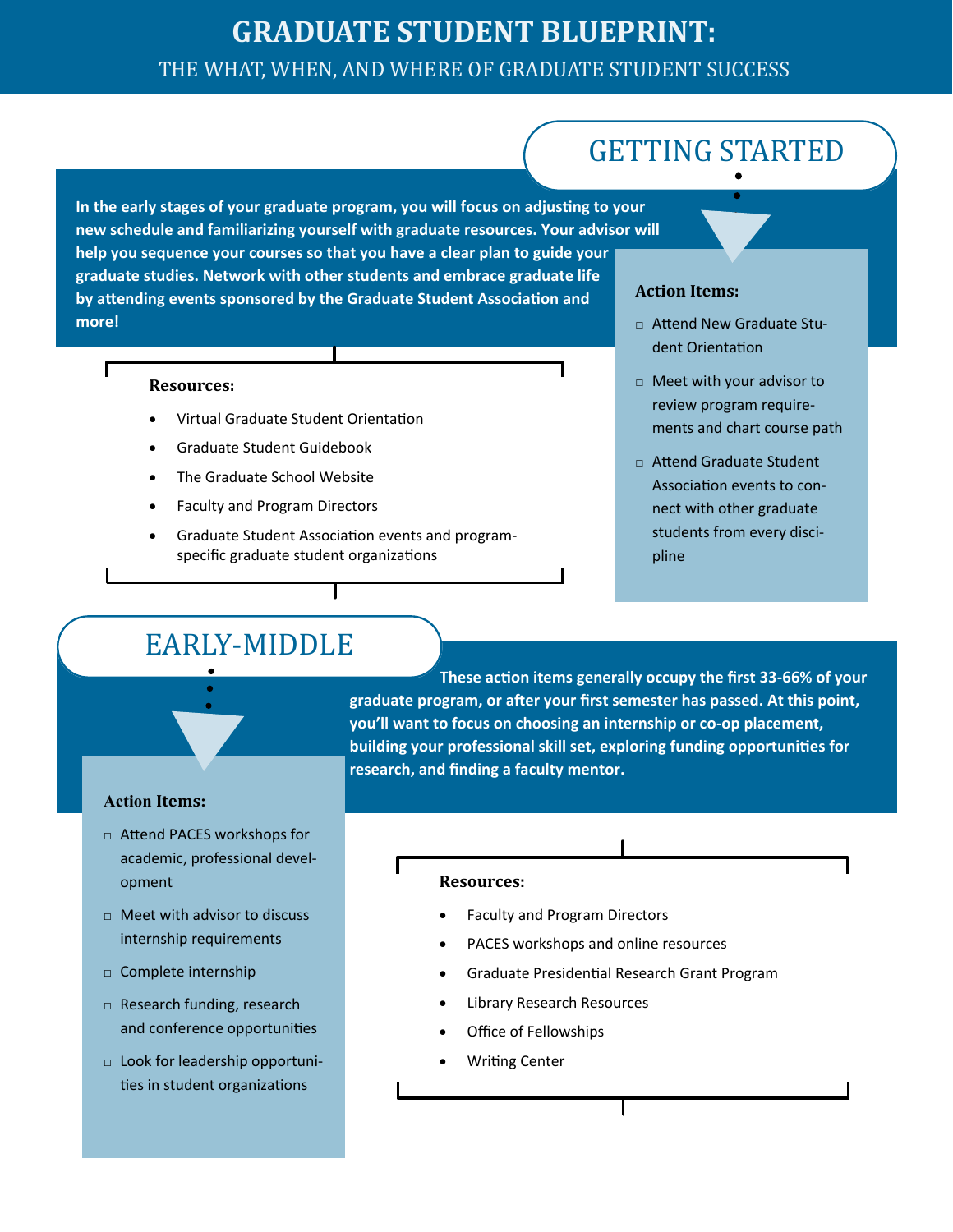# GRADUATE STUDENT BLUEPRINT:

THE WHAT, WHEN, AND WHERE OF GRADUATE STUDENT SUCCESS

## GETTING STARTED

**In the early stages of your graduate program, you will focus on adjusting to your new schedule and familiarizing yourself with graduate resources. Your advisor will help you sequence your courses so that you have a clear plan to guide your graduate studies. Network with other students and embrace graduate life by attending events sponsored by the Graduate Student Association and more!**

### Action Items:

- ☐ Attend New Graduate Student Orientation
- ☐ Meet with your advisor to review program requirements and chart course path
- ☐ Attend Graduate Student Association events to connect with other graduate students from every discipline

### Resources:

- Virtual Graduate Student Orientation
- Graduate Student Guidebook
- The Graduate School Website
- Faculty and Program Directors
- Graduate Student Association events and program-specific graduate student organizations

## EARLY-MIDDLE

**These action items generally occupy the first 33-66% of your graduate program, or after your first semester has passed. At this point, you'll want to focus on choosing an internship or co-op placement, building your professional skill set, exploring funding opportunities for research, and finding a faculty mentor.**

### Action Items:

- ☐ Attend PACES workshops for academic, professional development
- ☐ Meet with advisor to discuss internship requirements
- ☐ Complete internship
- ☐ Research funding, research and conference opportunities
- ☐ Look for leadership opportunities in student organizations

### Resources:

- Faculty and Program Directors
- PACES workshops and online resources
- Graduate Presidential Research Grant Program
- Library Research Resources
- Office of Fellowships
- Writing Center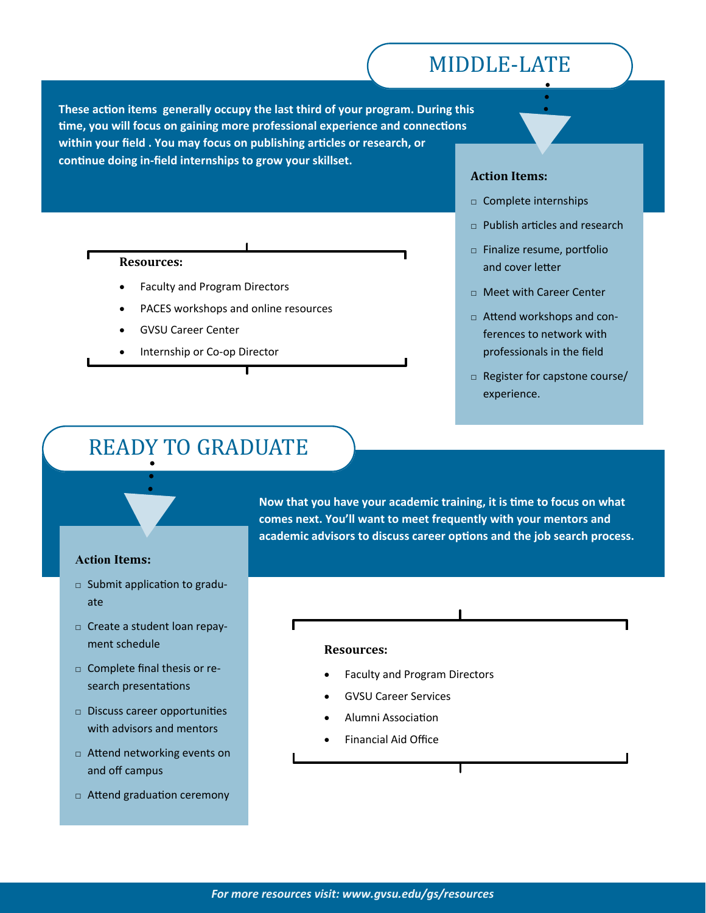## MIDDLE-LATE

**These action items generally occupy the last third of your program. During this time, you will focus on gaining more professional experience and connections within your field . You may focus on publishing articles or research, or continue doing in-field internships to grow your skillset.**

**Action Items:**

- □ Complete internships
- □ Publish articles and research
- □ Finalize resume, portfolio and cover letter
- □ Meet with Career Center
- □ Attend workshops and conferences to network with professionals in the field
- □ Register for capstone course/experience.

**Resources:**

- Faculty and Program Directors
- PACES workshops and online resources
- GVSU Career Center
- Internship or Co-op Director

## READY TO GRADUATE

**Now that you have your academic training, it is time to focus on what comes next. You'll want to meet frequently with your mentors and academic advisors to discuss career options and the job search process.**

**Action Items:**

- □ Submit application to graduate
- □ Create a student loan repayment schedule
- □ Complete final thesis or research presentations
- □ Discuss career opportunities with advisors and mentors
- □ Attend networking events on and off campus
- □ Attend graduation ceremony

**Resources:**

- Faculty and Program Directors
- GVSU Career Services
- Alumni Association
- Financial Aid Office

*For more resources visit: www.gvsu.edu/gs/resources*